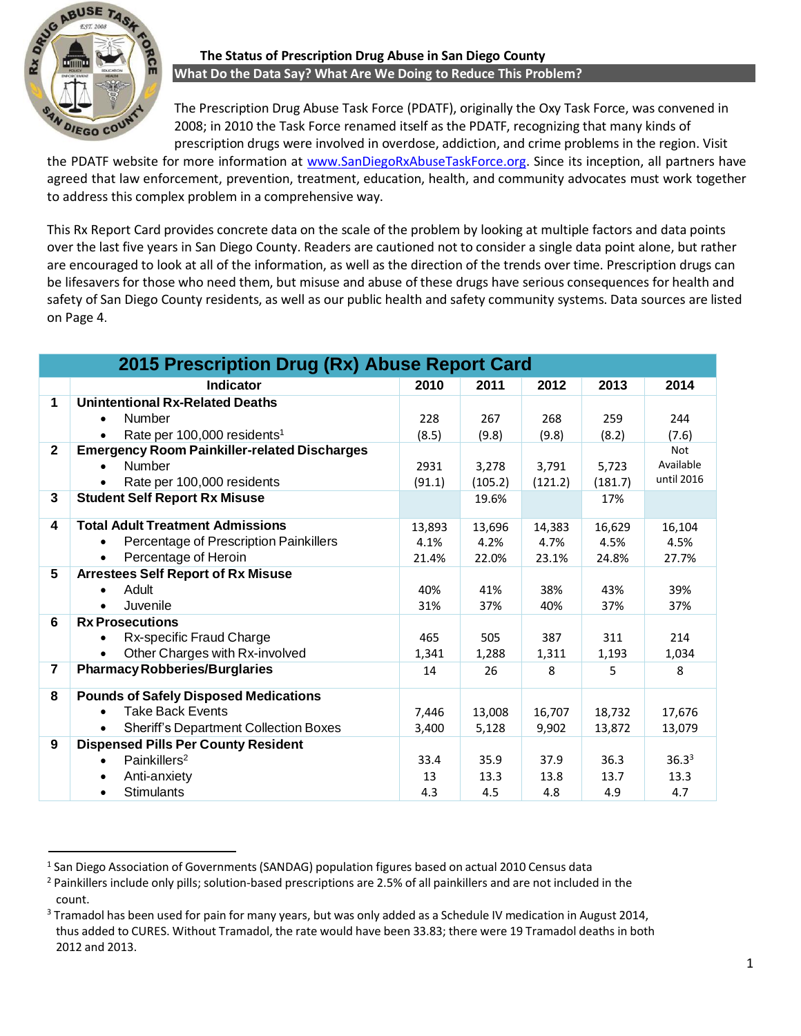# The Status of Prescription Drug Abuse in San Diego County

## What Do the Data Say? What Are We Doing to Reduce This Problem?

The Prescription Drug Abuse Task Force (PDATF), originally the Oxy Task Force, was convened in 2008; in 2010 the Task Force renamed itself as the PDATF, recognizing that many kinds of prescription drugs were involved in overdose, addiction, and crime problems in the region. Visit the PDATF website for more information at www.SanDiegoRxAbuseTaskForce.org. Since its inception, all partners have agreed that law enforcement, prevention, treatment, education, health, and community advocates must work together to address this complex problem in a comprehensive way.

This Rx Report Card provides concrete data on the scale of the problem by looking at multiple factors and data points over the last five years in San Diego County. Readers are cautioned not to consider a single data point alone, but rather are encouraged to look at all of the information, as well as the direction of the trends over time. Prescription drugs can be lifesavers for those who need them, but misuse and abuse of these drugs have serious consequences for health and safety of San Diego County residents, as well as our public health and safety community systems. Data sources are listed on Page 4.

### 2015 Prescription Drug (Rx) Abuse Report Card

| | Indicator | 2010 | 2011 | 2012 | 2013 | 2014 |
|---|---|---|---|---|---|---|
| 1 | **Unintentional Rx-Related Deaths** | | | | | |
| | • Number | 228 | 267 | 268 | 259 | 244 |
| | • Rate per 100,000 residents[1] | (8.5) | (9.8) | (9.8) | (8.2) | (7.6) |
| 2 | **Emergency Room Painkiller-related Discharges** | | | | | Not Available until 2016 |
| | • Number | 2931 | 3,278 | 3,791 | 5,723 | |
| | • Rate per 100,000 residents | (91.1) | (105.2) | (121.2) | (181.7) | |
| 3 | **Student Self Report Rx Misuse** | | 19.6% | | 17% | |
| 4 | **Total Adult Treatment Admissions** | 13,893 | 13,696 | 14,383 | 16,629 | 16,104 |
| | • Percentage of Prescription Painkillers | 4.1% | 4.2% | 4.7% | 4.5% | 4.5% |
| | • Percentage of Heroin | 21.4% | 22.0% | 23.1% | 24.8% | 27.7% |
| 5 | **Arrestees Self Report of Rx Misuse** | | | | | |
| | • Adult | 40% | 41% | 38% | 43% | 39% |
| | • Juvenile | 31% | 37% | 40% | 37% | 37% |
| 6 | **Rx Prosecutions** | | | | | |
| | • Rx-specific Fraud Charge | 465 | 505 | 387 | 311 | 214 |
| | • Other Charges with Rx-involved | 1,341 | 1,288 | 1,311 | 1,193 | 1,034 |
| 7 | **Pharmacy Robberies/Burglaries** | 14 | 26 | 8 | 5 | 8 |
| 8 | **Pounds of Safely Disposed Medications** | | | | | |
| | • Take Back Events | 7,446 | 13,008 | 16,707 | 18,732 | 17,676 |
| | • Sheriff's Department Collection Boxes | 3,400 | 5,128 | 9,902 | 13,872 | 13,079 |
| 9 | **Dispensed Pills Per County Resident** | | | | | |
| | • Painkillers[2] | 33.4 | 35.9 | 37.9 | 36.3 | 36.3[3] |
| | • Anti-anxiety | 13 | 13.3 | 13.8 | 13.7 | 13.3 |
| | • Stimulants | 4.3 | 4.5 | 4.8 | 4.9 | 4.7 |

[1] San Diego Association of Governments (SANDAG) population figures based on actual 2010 Census data

[2] Painkillers include only pills; solution-based prescriptions are 2.5% of all painkillers and are not included in the count.

[3] Tramadol has been used for pain for many years, but was only added as a Schedule IV medication in August 2014, thus added to CURES. Without Tramadol, the rate would have been 33.83; there were 19 Tramadol deaths in both 2012 and 2013.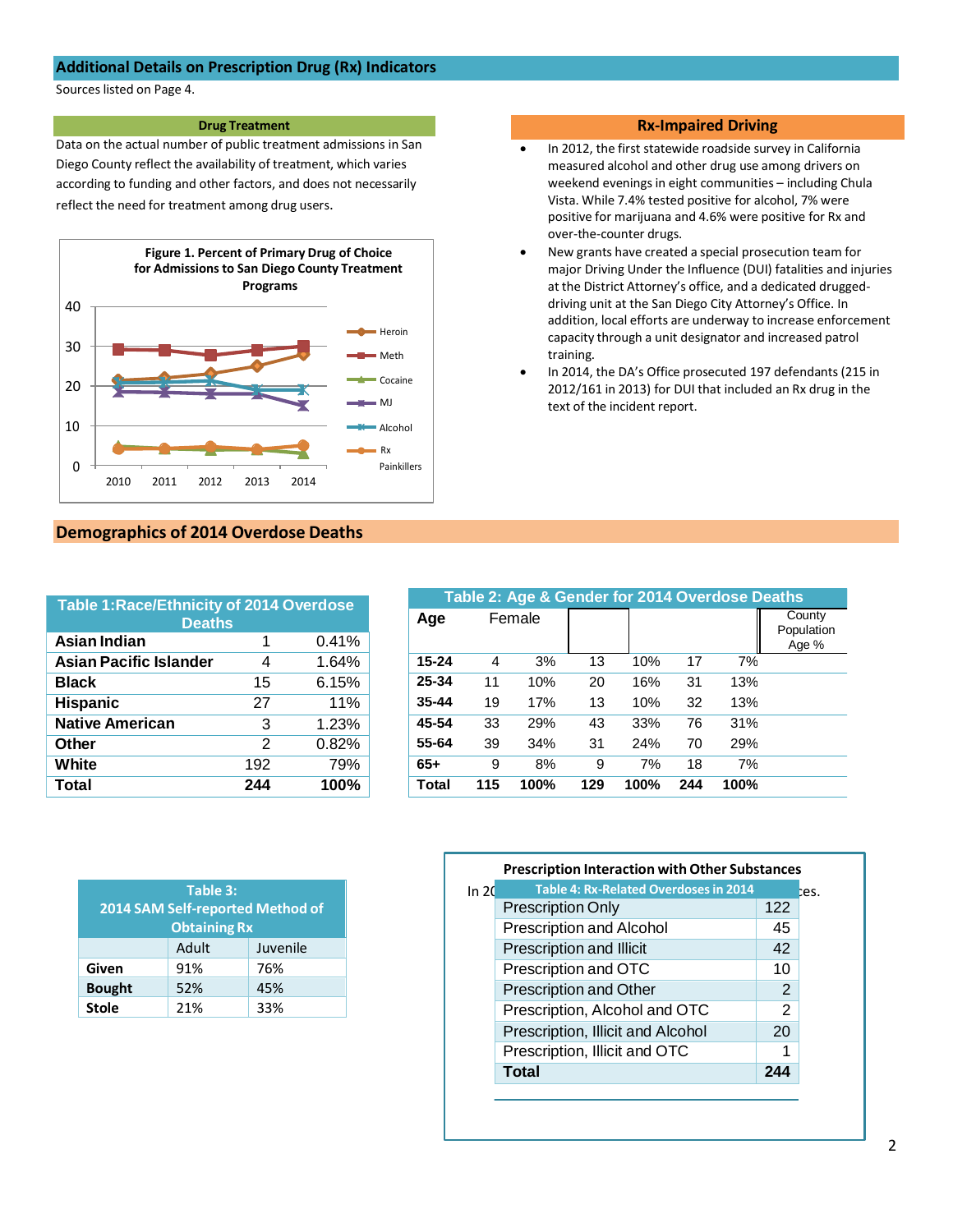## Additional Details on Prescription Drug (Rx) Indicators

Sources listed on Page 4.

### Drug Treatment

Data on the actual number of public treatment admissions in San Diego County reflect the availability of treatment, which varies according to funding and other factors, and does not necessarily reflect the need for treatment among drug users.

**Figure 1. Percent of Primary Drug of Choice for Admissions to San Diego County Treatment Programs**

### Rx-Impaired Driving

- In 2012, the first statewide roadside survey in California measured alcohol and other drug use among drivers on weekend evenings in eight communities – including Chula Vista. While 7.4% tested positive for alcohol, 7% were positive for marijuana and 4.6% were positive for Rx and over-the-counter drugs.
- New grants have created a special prosecution team for major Driving Under the Influence (DUI) fatalities and injuries at the District Attorney's office, and a dedicated drugged-driving unit at the San Diego City Attorney's Office. In addition, local efforts are underway to increase enforcement capacity through a unit designator and increased patrol training.
- In 2014, the DA's Office prosecuted 197 defendants (215 in 2012/161 in 2013) for DUI that included an Rx drug in the text of the incident report.

## Demographics of 2014 Overdose Deaths

**Table 1: Race/Ethnicity of 2014 Overdose Deaths**

| Race/Ethnicity | N | % |
|---|---|---|
| Asian Indian | 1 | 0.41% |
| Asian Pacific Islander | 4 | 1.64% |
| Black | 15 | 6.15% |
| Hispanic | 27 | 11% |
| Native American | 3 | 1.23% |
| Other | 2 | 0.82% |
| White | 192 | 79% |
| **Total** | **244** | **100%** |

**Table 2: Age & Gender for 2014 Overdose Deaths**

| Age | Female | | | | | | County Population Age % |
|---|---|---|---|---|---|---|---|
| 15-24 | 4 | 3% | 13 | 10% | 17 | 7% | |
| 25-34 | 11 | 10% | 20 | 16% | 31 | 13% | |
| 35-44 | 19 | 17% | 13 | 10% | 32 | 13% | |
| 45-54 | 33 | 29% | 43 | 33% | 76 | 31% | |
| 55-64 | 39 | 34% | 31 | 24% | 70 | 29% | |
| 65+ | 9 | 8% | 9 | 7% | 18 | 7% | |
| **Total** | **115** | **100%** | **129** | **100%** | **244** | **100%** | |

**Table 3: 2014 SAM Self-reported Method of Obtaining Rx**

| | Adult | Juvenile |
|---|---|---|
| **Given** | 91% | 76% |
| **Bought** | 52% | 45% |
| **Stole** | 21% | 33% |

### Prescription Interaction with Other Substances

In 20 ... ces.

**Table 4: Rx-Related Overdoses in 2014**

| Substances | N |
|---|---|
| Prescription Only | 122 |
| Prescription and Alcohol | 45 |
| Prescription and Illicit | 42 |
| Prescription and OTC | 10 |
| Prescription and Other | 2 |
| Prescription, Alcohol and OTC | 2 |
| Prescription, Illicit and Alcohol | 20 |
| Prescription, Illicit and OTC | 1 |
| **Total** | **244** |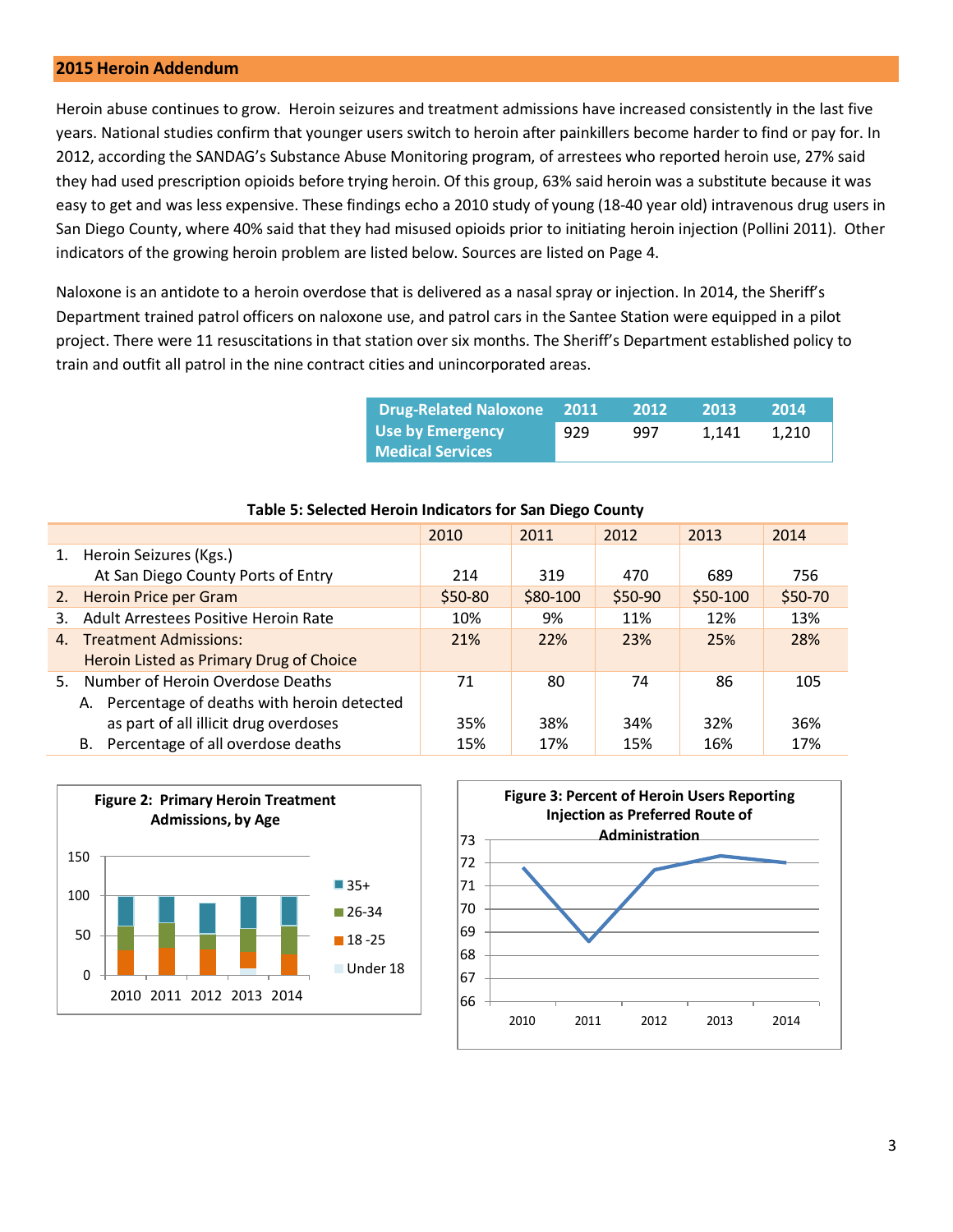## 2015 Heroin Addendum

Heroin abuse continues to grow. Heroin seizures and treatment admissions have increased consistently in the last five years. National studies confirm that younger users switch to heroin after painkillers become harder to find or pay for. In 2012, according the SANDAG's Substance Abuse Monitoring program, of arrestees who reported heroin use, 27% said they had used prescription opioids before trying heroin. Of this group, 63% said heroin was a substitute because it was easy to get and was less expensive. These findings echo a 2010 study of young (18-40 year old) intravenous drug users in San Diego County, where 40% said that they had misused opioids prior to initiating heroin injection (Pollini 2011). Other indicators of the growing heroin problem are listed below. Sources are listed on Page 4.

Naloxone is an antidote to a heroin overdose that is delivered as a nasal spray or injection. In 2014, the Sheriff's Department trained patrol officers on naloxone use, and patrol cars in the Santee Station were equipped in a pilot project. There were 11 resuscitations in that station over six months. The Sheriff's Department established policy to train and outfit all patrol in the nine contract cities and unincorporated areas.

| Drug-Related Naloxone Use by Emergency Medical Services | 2011 | 2012 | 2013 | 2014 |
|---|---|---|---|---|
| | 929 | 997 | 1,141 | 1,210 |

**Table 5: Selected Heroin Indicators for San Diego County**

| | 2010 | 2011 | 2012 | 2013 | 2014 |
|---|---|---|---|---|---|
| 1. Heroin Seizures (Kgs.) At San Diego County Ports of Entry | 214 | 319 | 470 | 689 | 756 |
| 2. Heroin Price per Gram | $50-80 | $80-100 | $50-90 | $50-100 | $50-70 |
| 3. Adult Arrestees Positive Heroin Rate | 10% | 9% | 11% | 12% | 13% |
| 4. Treatment Admissions: Heroin Listed as Primary Drug of Choice | 21% | 22% | 23% | 25% | 28% |
| 5. Number of Heroin Overdose Deaths | 71 | 80 | 74 | 86 | 105 |
| A. Percentage of deaths with heroin detected as part of all illicit drug overdoses | 35% | 38% | 34% | 32% | 36% |
| B. Percentage of all overdose deaths | 15% | 17% | 15% | 16% | 17% |

**Figure 2: Primary Heroin Treatment Admissions, by Age**

**Figure 3: Percent of Heroin Users Reporting Injection as Preferred Route of Administration**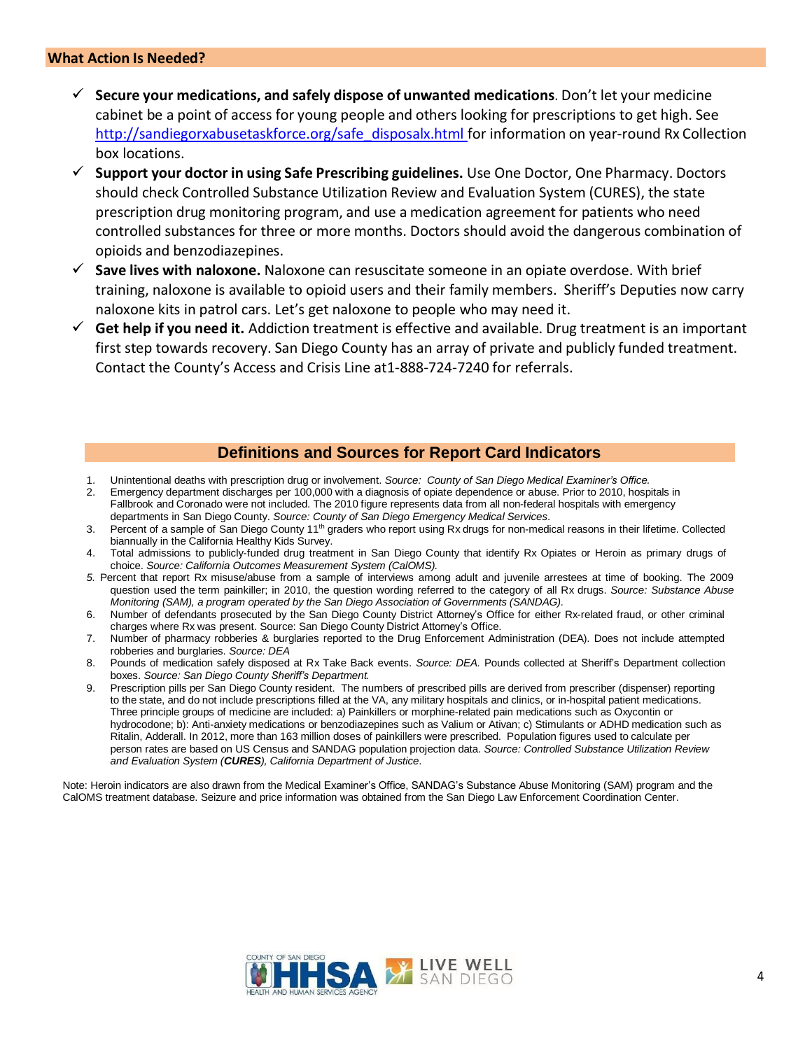## What Action Is Needed?

- ✓ **Secure your medications, and safely dispose of unwanted medications**. Don't let your medicine cabinet be a point of access for young people and others looking for prescriptions to get high. See http://sandiegorxabusetaskforce.org/safe_disposalx.html for information on year-round Rx Collection box locations.
- ✓ **Support your doctor in using Safe Prescribing guidelines.** Use One Doctor, One Pharmacy. Doctors should check Controlled Substance Utilization Review and Evaluation System (CURES), the state prescription drug monitoring program, and use a medication agreement for patients who need controlled substances for three or more months. Doctors should avoid the dangerous combination of opioids and benzodiazepines.
- ✓ **Save lives with naloxone.** Naloxone can resuscitate someone in an opiate overdose. With brief training, naloxone is available to opioid users and their family members. Sheriff's Deputies now carry naloxone kits in patrol cars. Let's get naloxone to people who may need it.
- ✓ **Get help if you need it.** Addiction treatment is effective and available. Drug treatment is an important first step towards recovery. San Diego County has an array of private and publicly funded treatment. Contact the County's Access and Crisis Line at1-888-724-7240 for referrals.

## Definitions and Sources for Report Card Indicators

1. Unintentional deaths with prescription drug or involvement. *Source: County of San Diego Medical Examiner's Office.*
2. Emergency department discharges per 100,000 with a diagnosis of opiate dependence or abuse. Prior to 2010, hospitals in Fallbrook and Coronado were not included. The 2010 figure represents data from all non-federal hospitals with emergency departments in San Diego County. *Source: County of San Diego Emergency Medical Services*.
3. Percent of a sample of San Diego County 11th graders who report using Rx drugs for non-medical reasons in their lifetime. Collected biannually in the California Healthy Kids Survey.
4. Total admissions to publicly-funded drug treatment in San Diego County that identify Rx Opiates or Heroin as primary drugs of choice. *Source: California Outcomes Measurement System (CalOMS).*
5. Percent that report Rx misuse/abuse from a sample of interviews among adult and juvenile arrestees at time of booking. The 2009 question used the term painkiller; in 2010, the question wording referred to the category of all Rx drugs. *Source: Substance Abuse Monitoring (SAM), a program operated by the San Diego Association of Governments (SANDAG).*
6. Number of defendants prosecuted by the San Diego County District Attorney's Office for either Rx-related fraud, or other criminal charges where Rx was present. Source: San Diego County District Attorney's Office.
7. Number of pharmacy robberies & burglaries reported to the Drug Enforcement Administration (DEA). Does not include attempted robberies and burglaries. *Source: DEA*
8. Pounds of medication safely disposed at Rx Take Back events. *Source: DEA.* Pounds collected at Sheriff's Department collection boxes. *Source: San Diego County Sheriff's Department.*
9. Prescription pills per San Diego County resident. The numbers of prescribed pills are derived from prescriber (dispenser) reporting to the state, and do not include prescriptions filled at the VA, any military hospitals and clinics, or in-hospital patient medications. Three principle groups of medicine are included: a) Painkillers or morphine-related pain medications such as Oxycontin or hydrocodone; b): Anti-anxiety medications or benzodiazepines such as Valium or Ativan; c) Stimulants or ADHD medication such as Ritalin, Adderall. In 2012, more than 163 million doses of painkillers were prescribed. Population figures used to calculate per person rates are based on US Census and SANDAG population projection data. *Source: Controlled Substance Utilization Review and Evaluation System (**CURES**), California Department of Justice*.

Note: Heroin indicators are also drawn from the Medical Examiner's Office, SANDAG's Substance Abuse Monitoring (SAM) program and the CalOMS treatment database. Seizure and price information was obtained from the San Diego Law Enforcement Coordination Center.

COUNTY OF SAN DIEGO HHSA HEALTH AND HUMAN SERVICES AGENCY · LIVE WELL SAN DIEGO